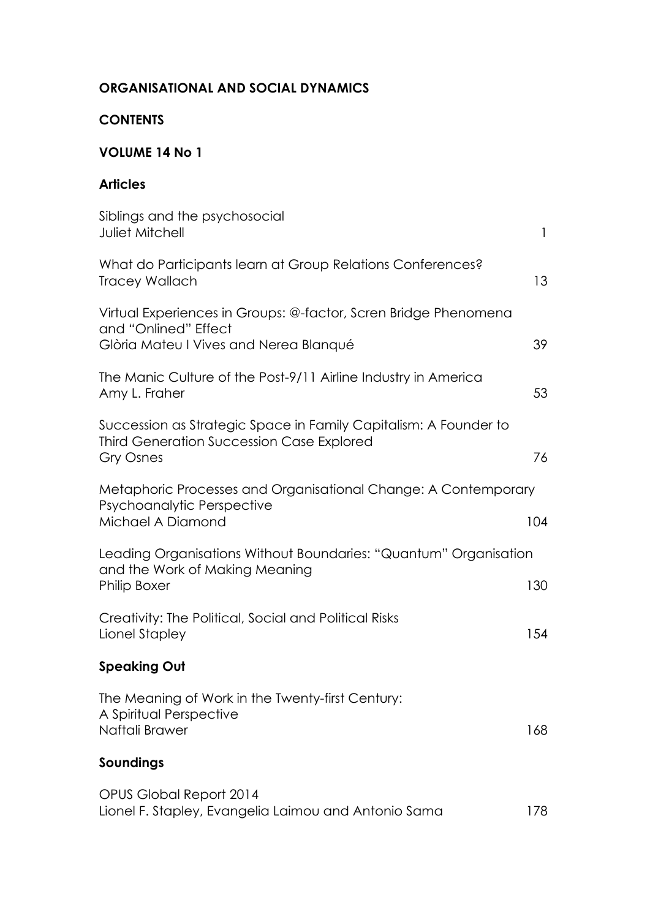**ORGANISATIONAL AND SOCIAL DYNAMICS**

**CONTENTS**

**VOLUME 14 No 1**

**Articles**

| | |
|---|---|
| Siblings and the psychosocial<br>Juliet Mitchell | 1 |
| What do Participants learn at Group Relations Conferences?<br>Tracey Wallach | 13 |
| Virtual Experiences in Groups: @-factor, Scren Bridge Phenomena and "Onlined" Effect<br>Glòria Mateu I Vives and Nerea Blanqué | 39 |
| The Manic Culture of the Post-9/11 Airline Industry in America<br>Amy L. Fraher | 53 |
| Succession as Strategic Space in Family Capitalism: A Founder to Third Generation Succession Case Explored<br>Gry Osnes | 76 |
| Metaphoric Processes and Organisational Change: A Contemporary Psychoanalytic Perspective<br>Michael A Diamond | 104 |
| Leading Organisations Without Boundaries: "Quantum" Organisation and the Work of Making Meaning<br>Philip Boxer | 130 |
| Creativity: The Political, Social and Political Risks<br>Lionel Stapley | 154 |

**Speaking Out**

| | |
|---|---|
| The Meaning of Work in the Twenty-first Century: A Spiritual Perspective<br>Naftali Brawer | 168 |

**Soundings**

| | |
|---|---|
| OPUS Global Report 2014<br>Lionel F. Stapley, Evangelia Laimou and Antonio Sama | 178 |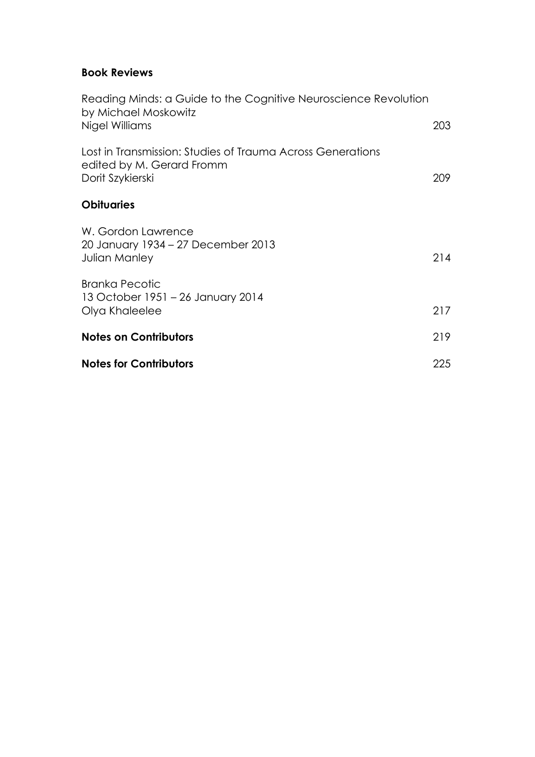**Book Reviews**

Reading Minds: a Guide to the Cognitive Neuroscience Revolution
by Michael Moskowitz
Nigel Williams 203

Lost in Transmission: Studies of Trauma Across Generations
edited by M. Gerard Fromm
Dorit Szykierski 209

**Obituaries**

W. Gordon Lawrence
20 January 1934 – 27 December 2013
Julian Manley 214

Branka Pecotic
13 October 1951 – 26 January 2014
Olya Khaleelee 217

**Notes on Contributors** 219

**Notes for Contributors** 225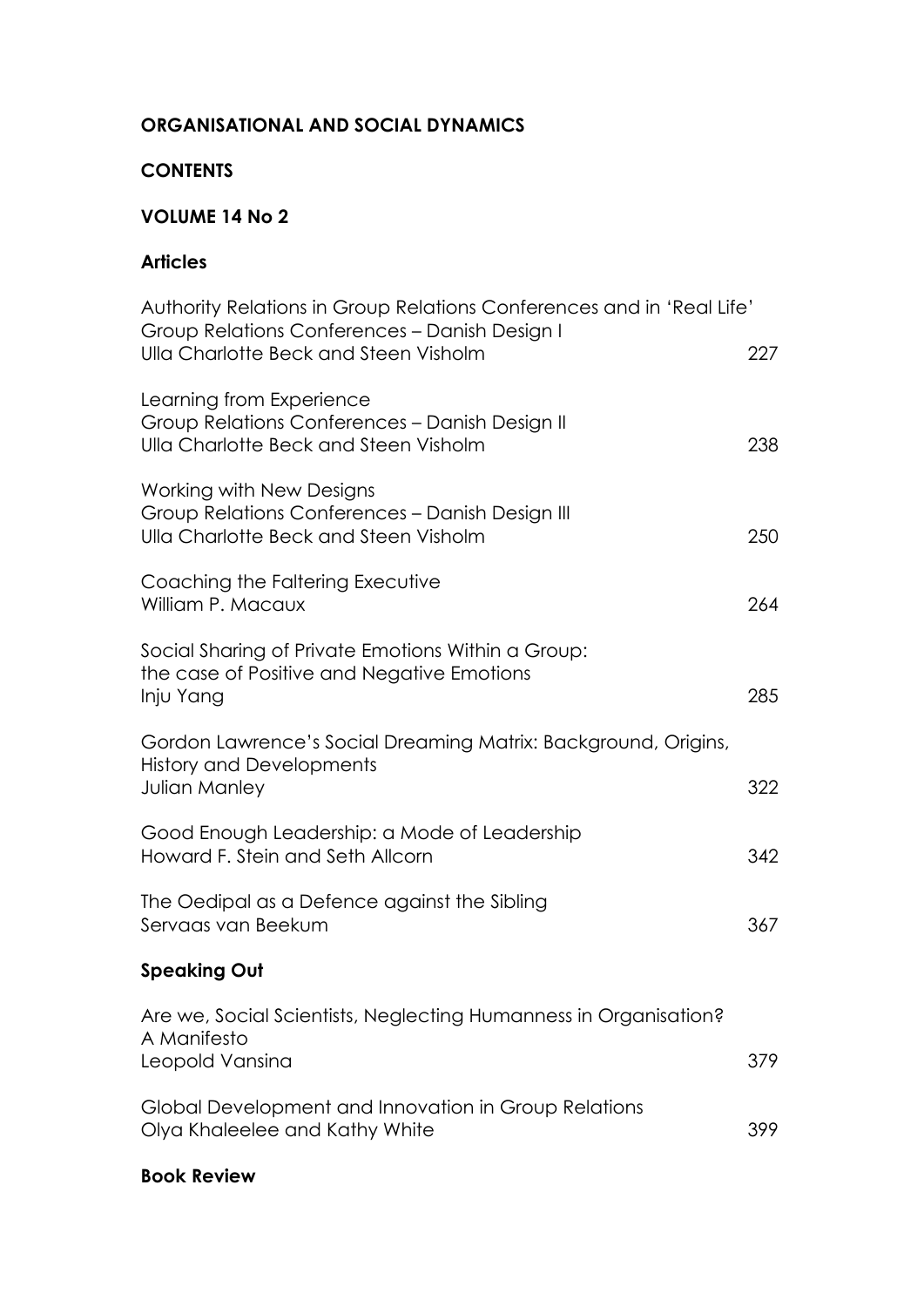**ORGANISATIONAL AND SOCIAL DYNAMICS**

**CONTENTS**

**VOLUME 14 No 2**

**Articles**

Authority Relations in Group Relations Conferences and in 'Real Life'
Group Relations Conferences – Danish Design I
Ulla Charlotte Beck and Steen Visholm 227

Learning from Experience
Group Relations Conferences – Danish Design II
Ulla Charlotte Beck and Steen Visholm 238

Working with New Designs
Group Relations Conferences – Danish Design III
Ulla Charlotte Beck and Steen Visholm 250

Coaching the Faltering Executive
William P. Macaux 264

Social Sharing of Private Emotions Within a Group:
the case of Positive and Negative Emotions
Inju Yang 285

Gordon Lawrence's Social Dreaming Matrix: Background, Origins, History and Developments
Julian Manley 322

Good Enough Leadership: a Mode of Leadership
Howard F. Stein and Seth Allcorn 342

The Oedipal as a Defence against the Sibling
Servaas van Beekum 367

**Speaking Out**

Are we, Social Scientists, Neglecting Humanness in Organisation?
A Manifesto
Leopold Vansina 379

Global Development and Innovation in Group Relations
Olya Khaleelee and Kathy White 399

**Book Review**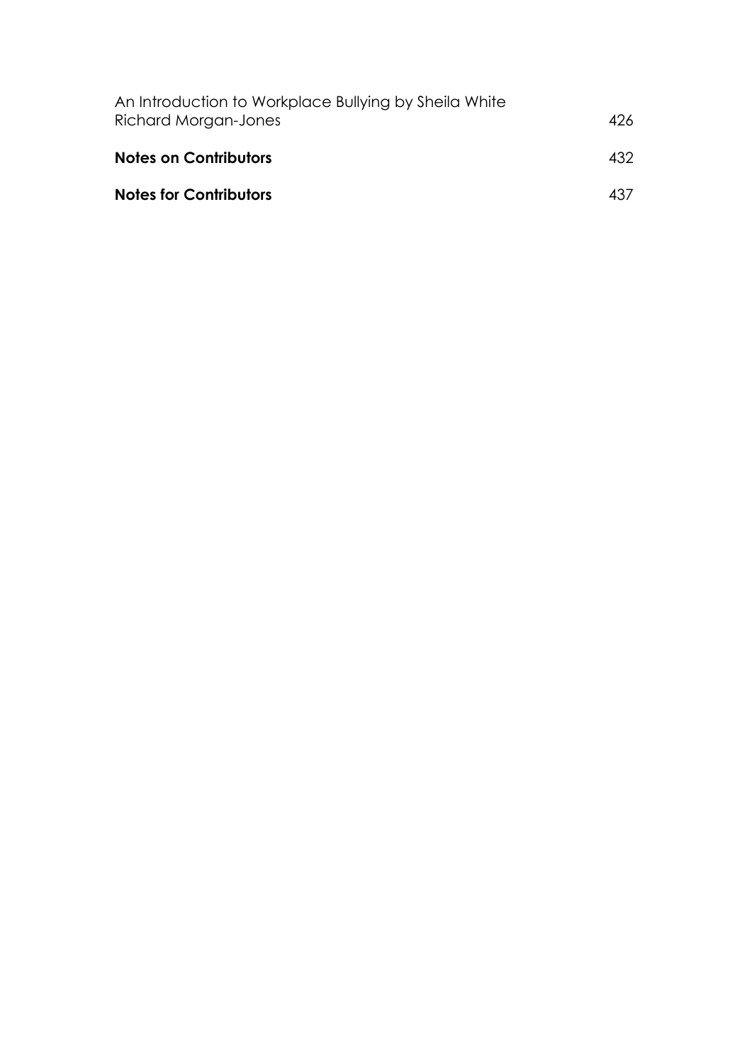An Introduction to Workplace Bullying by Sheila White
Richard Morgan-Jones 426

**Notes on Contributors** 432

**Notes for Contributors** 437